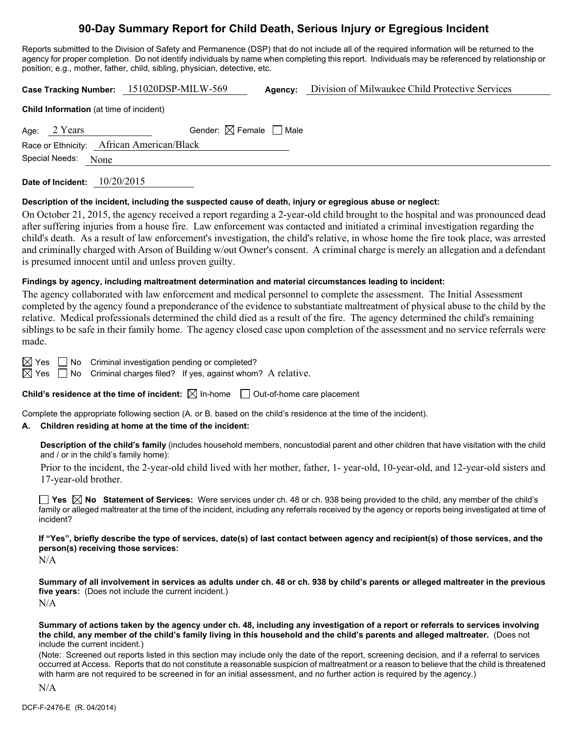# 90-Day Summary Report for Child Death, Serious Injury or Egregious Incident

Reports submitted to the Division of Safety and Permanence (DSP) that do not include all of the required information will be returned to the agency for proper completion. Do not identify individuals by name when completing this report. Individuals may be referenced by relationship or position; e.g., mother, father, child, sibling, physician, detective, etc.

**Case Tracking Number:** 151020DSP-MILW-569 **Agency:** Division of Milwaukee Child Protective Services

**Child Information** (at time of incident)

Age: 2 Years Gender: ☒ Female ☐ Male

Race or Ethnicity: African American/Black

Special Needs: None

**Date of Incident:** 10/20/2015

**Description of the incident, including the suspected cause of death, injury or egregious abuse or neglect:**

On October 21, 2015, the agency received a report regarding a 2-year-old child brought to the hospital and was pronounced dead after suffering injuries from a house fire. Law enforcement was contacted and initiated a criminal investigation regarding the child's death. As a result of law enforcement's investigation, the child's relative, in whose home the fire took place, was arrested and criminally charged with Arson of Building w/out Owner's consent. A criminal charge is merely an allegation and a defendant is presumed innocent until and unless proven guilty.

**Findings by agency, including maltreatment determination and material circumstances leading to incident:**

The agency collaborated with law enforcement and medical personnel to complete the assessment. The Initial Assessment completed by the agency found a preponderance of the evidence to substantiate maltreatment of physical abuse to the child by the relative. Medical professionals determined the child died as a result of the fire. The agency determined the child's remaining siblings to be safe in their family home. The agency closed case upon completion of the assessment and no service referrals were made.

☒ Yes ☐ No Criminal investigation pending or completed?

☒ Yes ☐ No Criminal charges filed? If yes, against whom? A relative.

**Child's residence at the time of incident:** ☒ In-home ☐ Out-of-home care placement

Complete the appropriate following section (A. or B. based on the child's residence at the time of the incident).

**A. Children residing at home at the time of the incident:**

**Description of the child's family** (includes household members, noncustodial parent and other children that have visitation with the child and / or in the child's family home):

Prior to the incident, the 2-year-old child lived with her mother, father, 1- year-old, 10-year-old, and 12-year-old sisters and 17-year-old brother.

☐ **Yes** ☒ **No** **Statement of Services:** Were services under ch. 48 or ch. 938 being provided to the child, any member of the child's family or alleged maltreater at the time of the incident, including any referrals received by the agency or reports being investigated at time of incident?

**If "Yes", briefly describe the type of services, date(s) of last contact between agency and recipient(s) of those services, and the person(s) receiving those services:**

N/A

**Summary of all involvement in services as adults under ch. 48 or ch. 938 by child's parents or alleged maltreater in the previous five years:** (Does not include the current incident.)

N/A

**Summary of actions taken by the agency under ch. 48, including any investigation of a report or referrals to services involving the child, any member of the child's family living in this household and the child's parents and alleged maltreater.** (Does not include the current incident.)

(Note: Screened out reports listed in this section may include only the date of the report, screening decision, and if a referral to services occurred at Access. Reports that do not constitute a reasonable suspicion of maltreatment or a reason to believe that the child is threatened with harm are not required to be screened in for an initial assessment, and no further action is required by the agency.)

N/A

DCF-F-2476-E (R. 04/2014)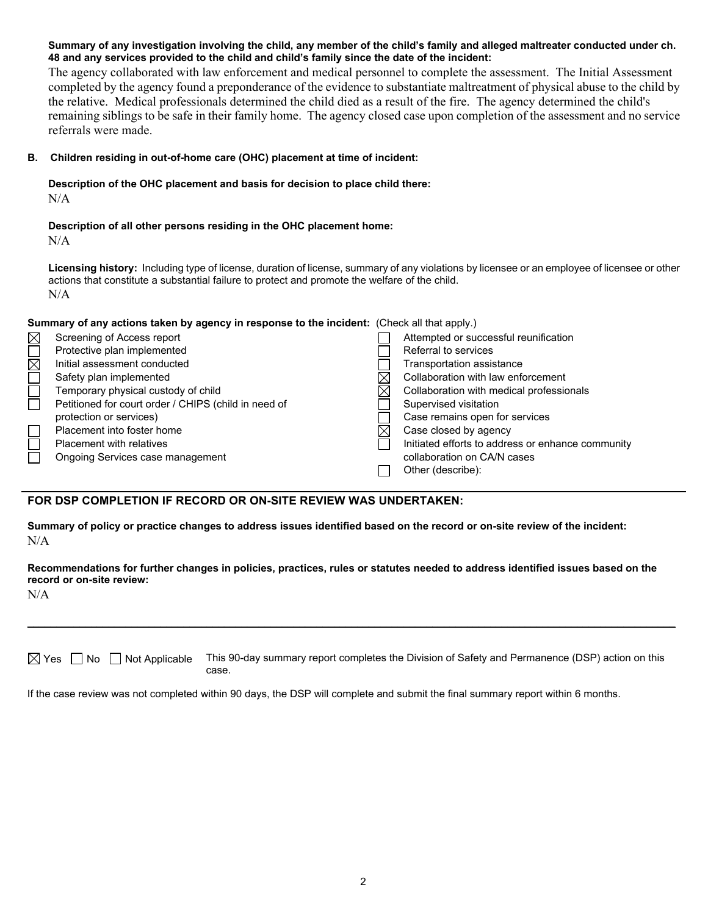**Summary of any investigation involving the child, any member of the child's family and alleged maltreater conducted under ch. 48 and any services provided to the child and child's family since the date of the incident:**

The agency collaborated with law enforcement and medical personnel to complete the assessment. The Initial Assessment completed by the agency found a preponderance of the evidence to substantiate maltreatment of physical abuse to the child by the relative. Medical professionals determined the child died as a result of the fire. The agency determined the child's remaining siblings to be safe in their family home. The agency closed case upon completion of the assessment and no service referrals were made.

**B. Children residing in out-of-home care (OHC) placement at time of incident:**

**Description of the OHC placement and basis for decision to place child there:**
N/A

**Description of all other persons residing in the OHC placement home:**
N/A

**Licensing history:** Including type of license, duration of license, summary of any violations by licensee or an employee of licensee or other actions that constitute a substantial failure to protect and promote the welfare of the child.
N/A

**Summary of any actions taken by agency in response to the incident:** (Check all that apply.)

- [x] Screening of Access report
- [ ] Protective plan implemented
- [x] Initial assessment conducted
- [ ] Safety plan implemented
- [ ] Temporary physical custody of child
- [ ] Petitioned for court order / CHIPS (child in need of protection or services)
- [ ] Placement into foster home
- [ ] Placement with relatives
- [ ] Ongoing Services case management
- [ ] Attempted or successful reunification
- [ ] Referral to services
- [ ] Transportation assistance
- [x] Collaboration with law enforcement
- [x] Collaboration with medical professionals
- [ ] Supervised visitation
- [ ] Case remains open for services
- [x] Case closed by agency
- [ ] Initiated efforts to address or enhance community collaboration on CA/N cases
- [ ] Other (describe):

## FOR DSP COMPLETION IF RECORD OR ON-SITE REVIEW WAS UNDERTAKEN:

**Summary of policy or practice changes to address issues identified based on the record or on-site review of the incident:**
N/A

**Recommendations for further changes in policies, practices, rules or statutes needed to address identified issues based on the record or on-site review:**
N/A

---

☒ Yes ☐ No ☐ Not Applicable This 90-day summary report completes the Division of Safety and Permanence (DSP) action on this case.

If the case review was not completed within 90 days, the DSP will complete and submit the final summary report within 6 months.